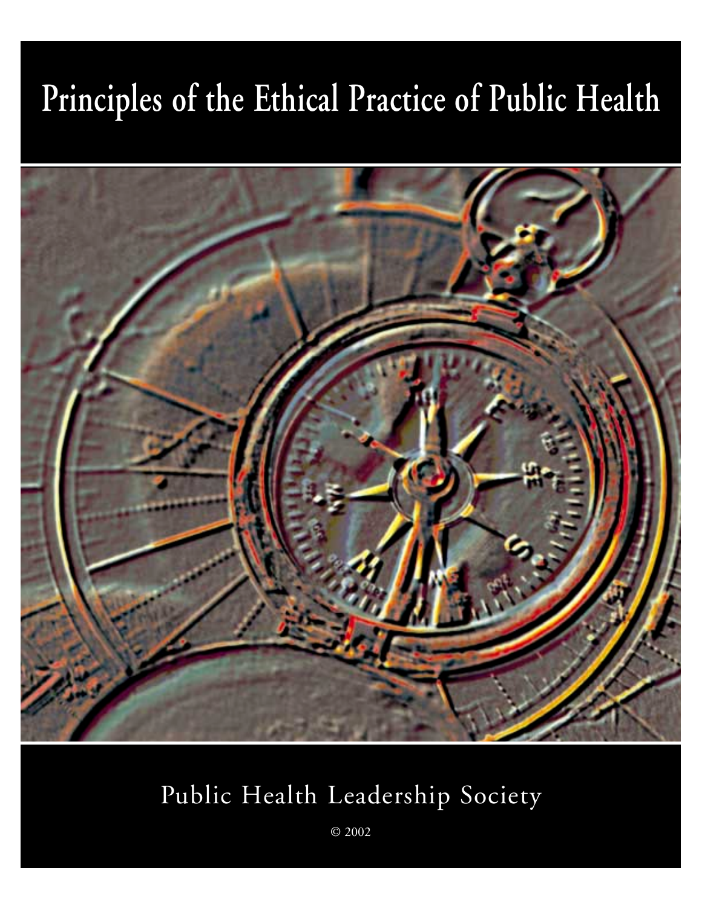# Principles of the Ethical Practice of Public Health

Public Health Leadership Society

© 2002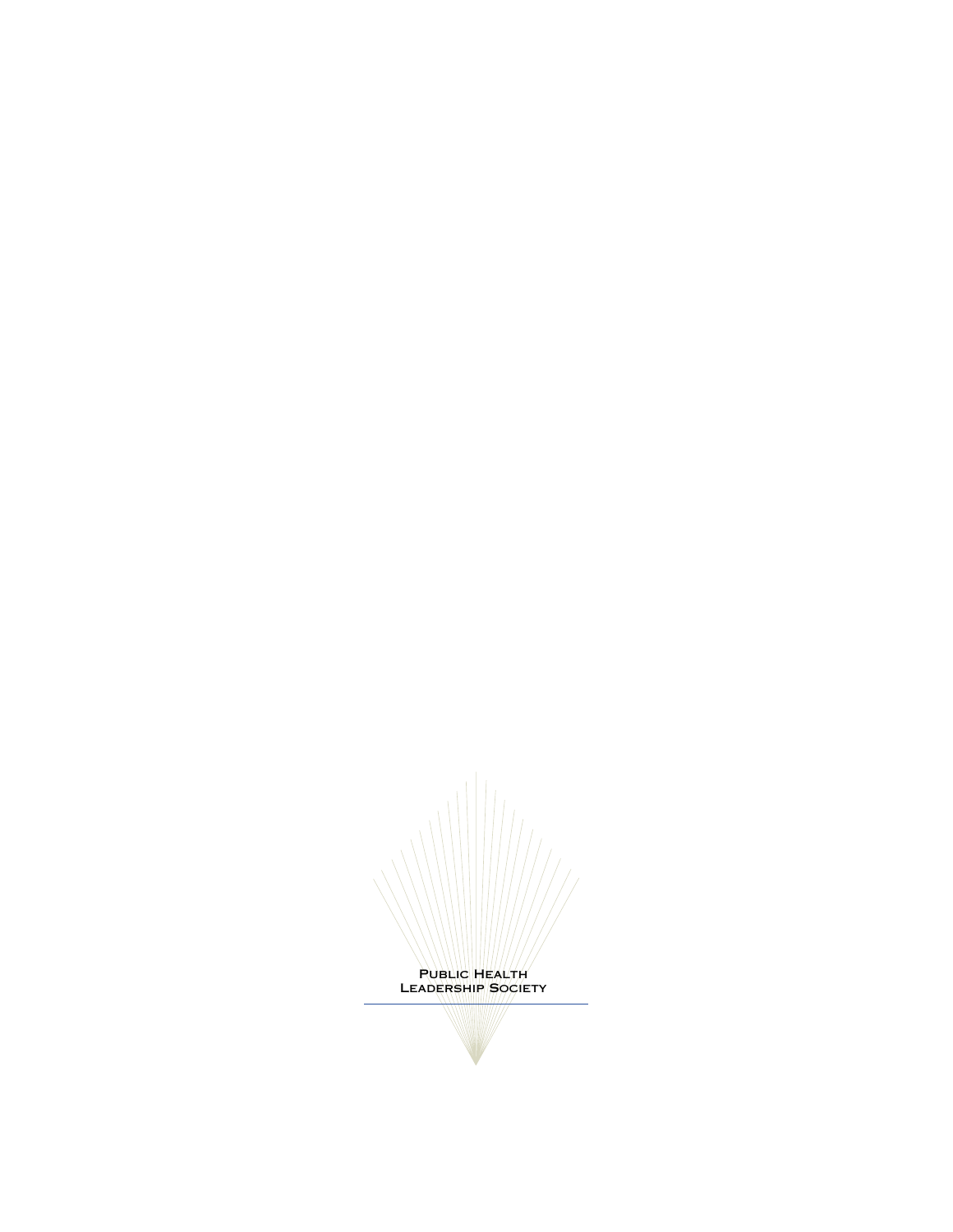Public Health
Leadership Society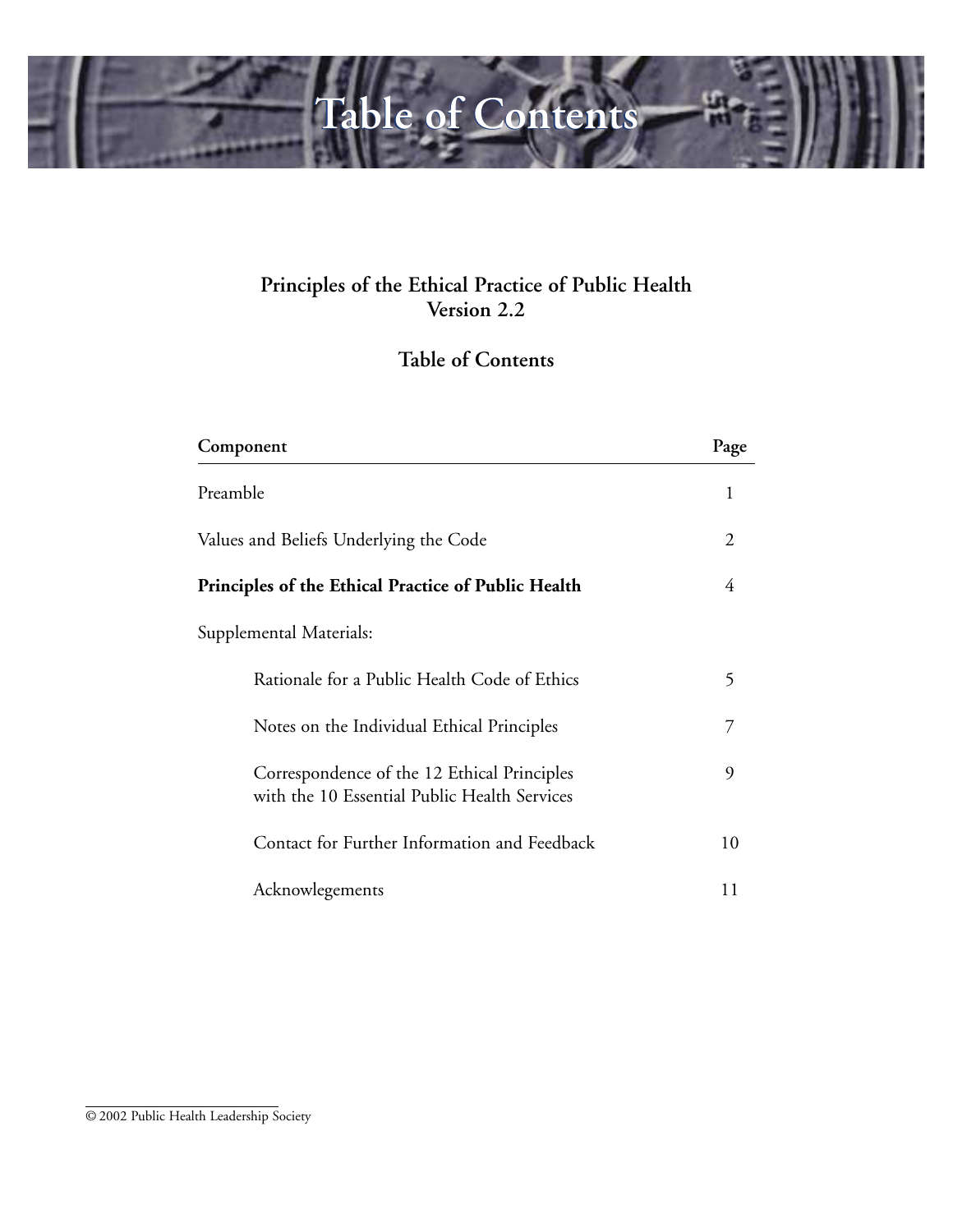# Table of Contents

**Principles of the Ethical Practice of Public Health**
**Version 2.2**

**Table of Contents**

| **Component** | **Page** |
|---|---|
| Preamble | 1 |
| Values and Beliefs Underlying the Code | 2 |
| **Principles of the Ethical Practice of Public Health** | 4 |
| Supplemental Materials: | |
| Rationale for a Public Health Code of Ethics | 5 |
| Notes on the Individual Ethical Principles | 7 |
| Correspondence of the 12 Ethical Principles with the 10 Essential Public Health Services | 9 |
| Contact for Further Information and Feedback | 10 |
| Acknowlegements | 11 |

© 2002 Public Health Leadership Society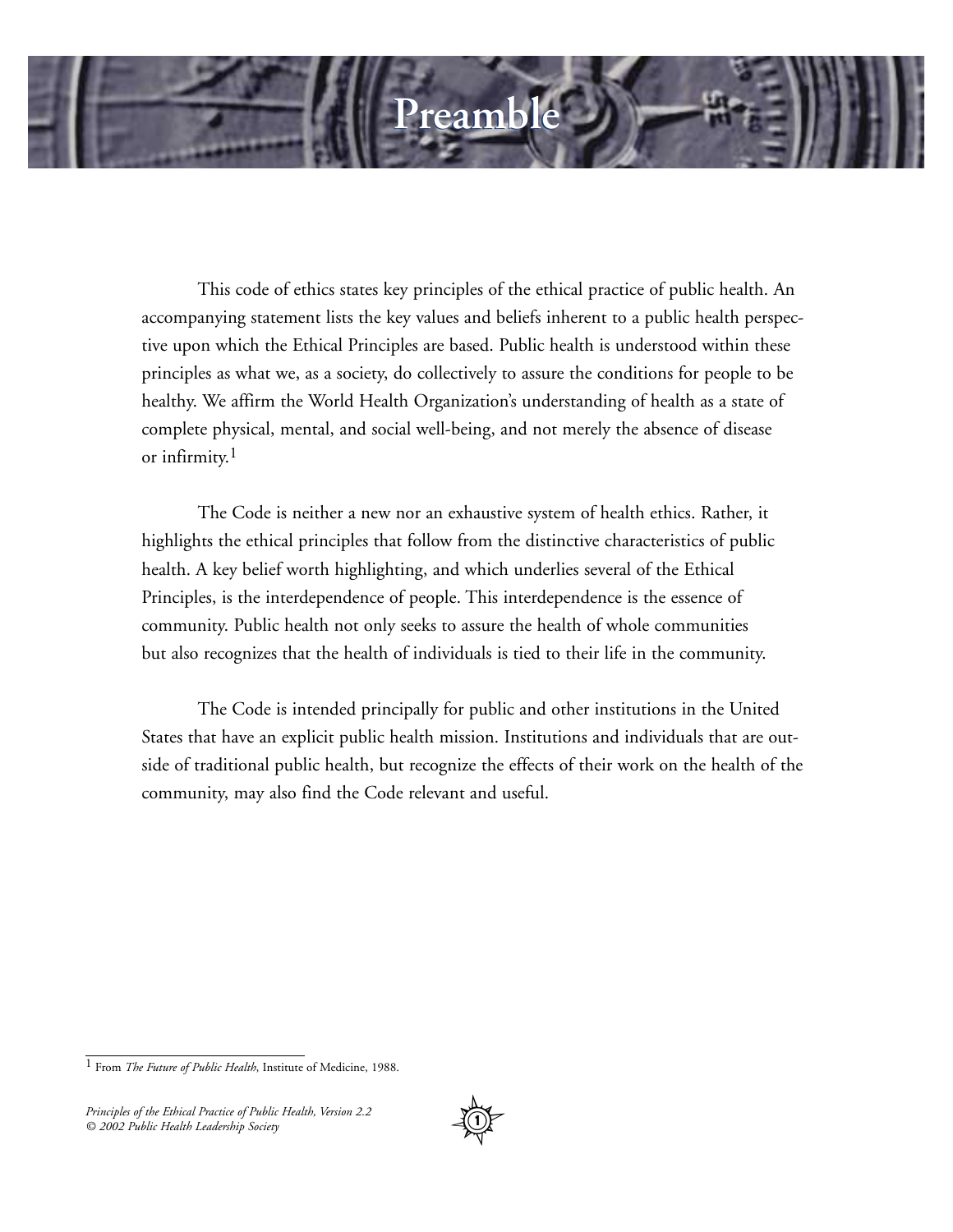# Preamble

This code of ethics states key principles of the ethical practice of public health. An accompanying statement lists the key values and beliefs inherent to a public health perspective upon which the Ethical Principles are based. Public health is understood within these principles as what we, as a society, do collectively to assure the conditions for people to be healthy. We affirm the World Health Organization's understanding of health as a state of complete physical, mental, and social well-being, and not merely the absence of disease or infirmity.[1]

The Code is neither a new nor an exhaustive system of health ethics. Rather, it highlights the ethical principles that follow from the distinctive characteristics of public health. A key belief worth highlighting, and which underlies several of the Ethical Principles, is the interdependence of people. This interdependence is the essence of community. Public health not only seeks to assure the health of whole communities but also recognizes that the health of individuals is tied to their life in the community.

The Code is intended principally for public and other institutions in the United States that have an explicit public health mission. Institutions and individuals that are outside of traditional public health, but recognize the effects of their work on the health of the community, may also find the Code relevant and useful.

[1] From *The Future of Public Health*, Institute of Medicine, 1988.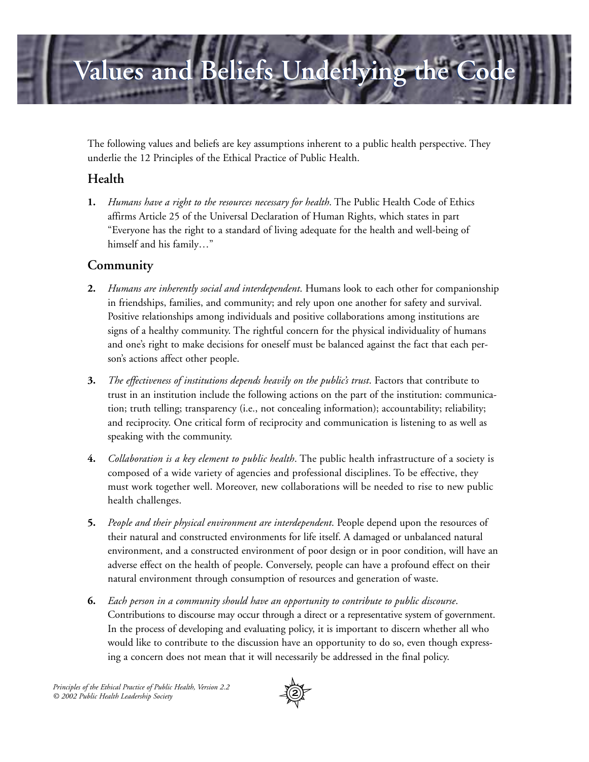# Values and Beliefs Underlying the Code

The following values and beliefs are key assumptions inherent to a public health perspective. They underlie the 12 Principles of the Ethical Practice of Public Health.

## Health

**1.** *Humans have a right to the resources necessary for health*. The Public Health Code of Ethics affirms Article 25 of the Universal Declaration of Human Rights, which states in part "Everyone has the right to a standard of living adequate for the health and well-being of himself and his family…"

## Community

**2.** *Humans are inherently social and interdependent*. Humans look to each other for companionship in friendships, families, and community; and rely upon one another for safety and survival. Positive relationships among individuals and positive collaborations among institutions are signs of a healthy community. The rightful concern for the physical individuality of humans and one's right to make decisions for oneself must be balanced against the fact that each person's actions affect other people.

**3.** *The effectiveness of institutions depends heavily on the public's trust*. Factors that contribute to trust in an institution include the following actions on the part of the institution: communication; truth telling; transparency (i.e., not concealing information); accountability; reliability; and reciprocity. One critical form of reciprocity and communication is listening to as well as speaking with the community.

**4.** *Collaboration is a key element to public health*. The public health infrastructure of a society is composed of a wide variety of agencies and professional disciplines. To be effective, they must work together well. Moreover, new collaborations will be needed to rise to new public health challenges.

**5.** *People and their physical environment are interdependent*. People depend upon the resources of their natural and constructed environments for life itself. A damaged or unbalanced natural environment, and a constructed environment of poor design or in poor condition, will have an adverse effect on the health of people. Conversely, people can have a profound effect on their natural environment through consumption of resources and generation of waste.

**6.** *Each person in a community should have an opportunity to contribute to public discourse*. Contributions to discourse may occur through a direct or a representative system of government. In the process of developing and evaluating policy, it is important to discern whether all who would like to contribute to the discussion have an opportunity to do so, even though expressing a concern does not mean that it will necessarily be addressed in the final policy.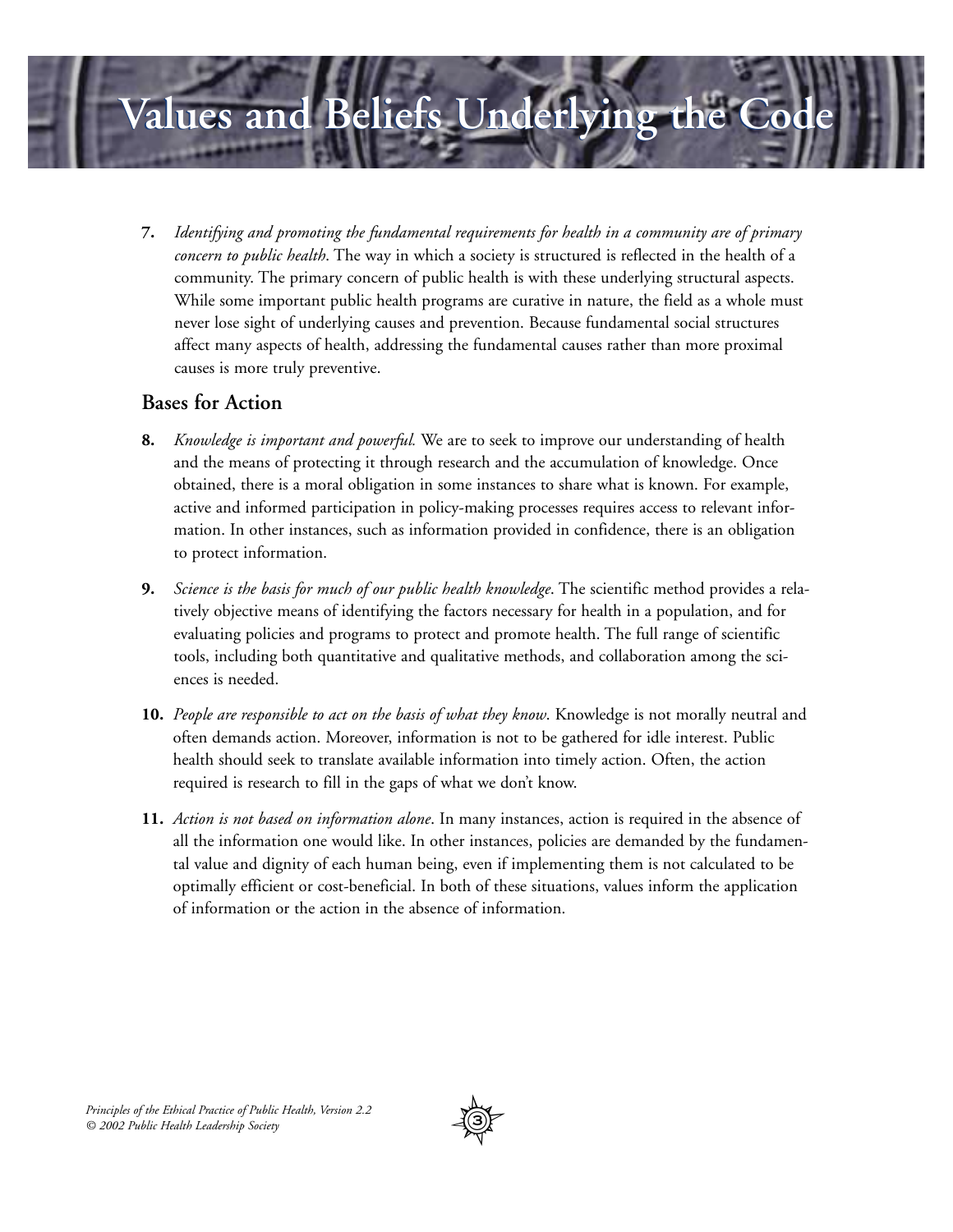# Values and Beliefs Underlying the Code

**7.** *Identifying and promoting the fundamental requirements for health in a community are of primary concern to public health*. The way in which a society is structured is reflected in the health of a community. The primary concern of public health is with these underlying structural aspects. While some important public health programs are curative in nature, the field as a whole must never lose sight of underlying causes and prevention. Because fundamental social structures affect many aspects of health, addressing the fundamental causes rather than more proximal causes is more truly preventive.

## Bases for Action

**8.** *Knowledge is important and powerful.* We are to seek to improve our understanding of health and the means of protecting it through research and the accumulation of knowledge. Once obtained, there is a moral obligation in some instances to share what is known. For example, active and informed participation in policy-making processes requires access to relevant information. In other instances, such as information provided in confidence, there is an obligation to protect information.

**9.** *Science is the basis for much of our public health knowledge*. The scientific method provides a relatively objective means of identifying the factors necessary for health in a population, and for evaluating policies and programs to protect and promote health. The full range of scientific tools, including both quantitative and qualitative methods, and collaboration among the sciences is needed.

**10.** *People are responsible to act on the basis of what they know*. Knowledge is not morally neutral and often demands action. Moreover, information is not to be gathered for idle interest. Public health should seek to translate available information into timely action. Often, the action required is research to fill in the gaps of what we don't know.

**11.** *Action is not based on information alone*. In many instances, action is required in the absence of all the information one would like. In other instances, policies are demanded by the fundamental value and dignity of each human being, even if implementing them is not calculated to be optimally efficient or cost-beneficial. In both of these situations, values inform the application of information or the action in the absence of information.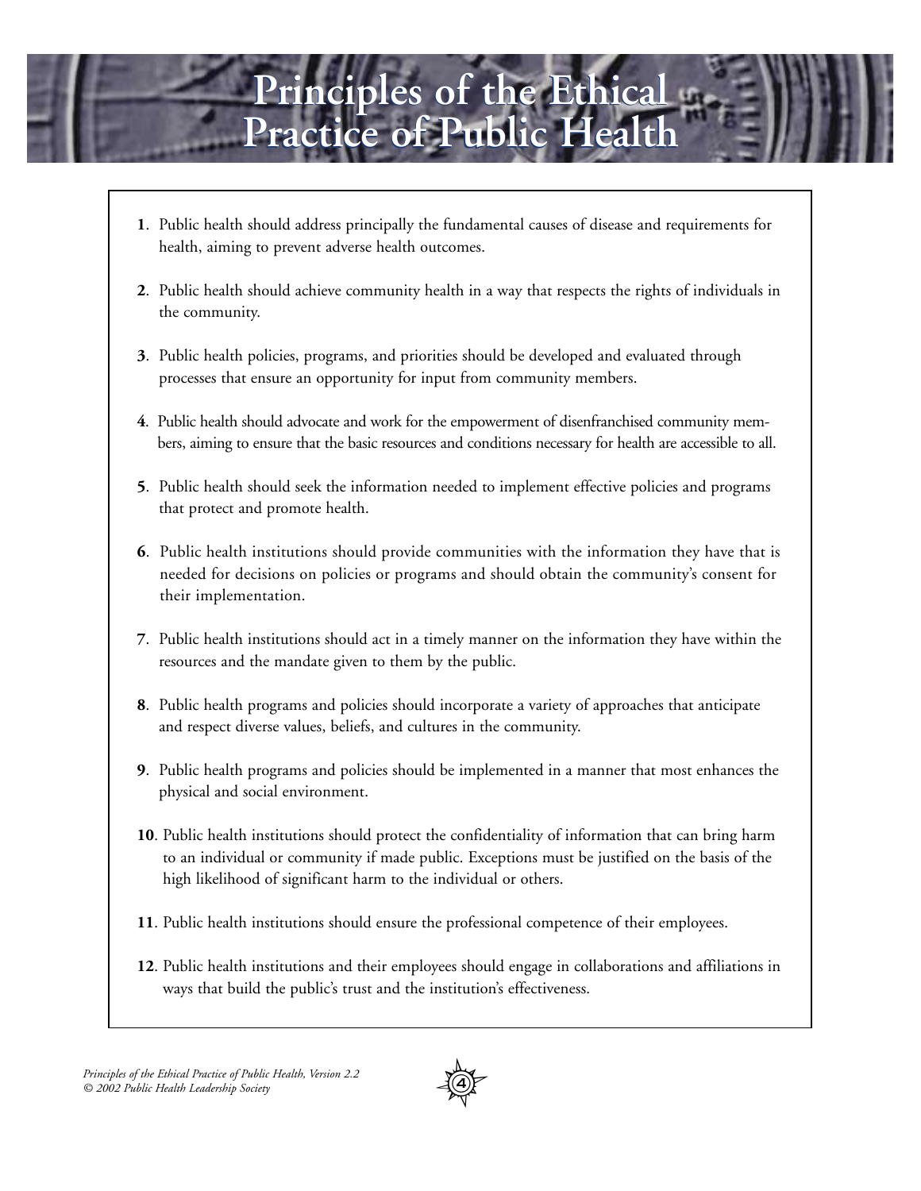# Principles of the Ethical Practice of Public Health

1. Public health should address principally the fundamental causes of disease and requirements for health, aiming to prevent adverse health outcomes.

2. Public health should achieve community health in a way that respects the rights of individuals in the community.

3. Public health policies, programs, and priorities should be developed and evaluated through processes that ensure an opportunity for input from community members.

4. Public health should advocate and work for the empowerment of disenfranchised community members, aiming to ensure that the basic resources and conditions necessary for health are accessible to all.

5. Public health should seek the information needed to implement effective policies and programs that protect and promote health.

6. Public health institutions should provide communities with the information they have that is needed for decisions on policies or programs and should obtain the community's consent for their implementation.

7. Public health institutions should act in a timely manner on the information they have within the resources and the mandate given to them by the public.

8. Public health programs and policies should incorporate a variety of approaches that anticipate and respect diverse values, beliefs, and cultures in the community.

9. Public health programs and policies should be implemented in a manner that most enhances the physical and social environment.

10. Public health institutions should protect the confidentiality of information that can bring harm to an individual or community if made public. Exceptions must be justified on the basis of the high likelihood of significant harm to the individual or others.

11. Public health institutions should ensure the professional competence of their employees.

12. Public health institutions and their employees should engage in collaborations and affiliations in ways that build the public's trust and the institution's effectiveness.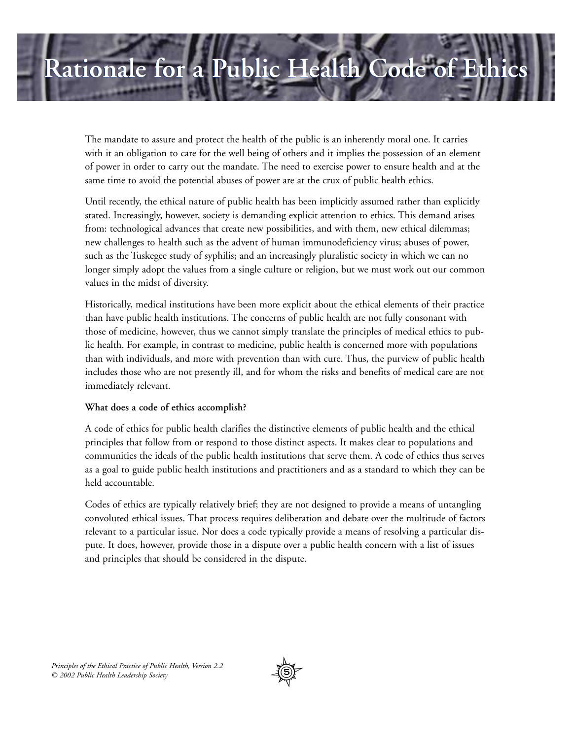# Rationale for a Public Health Code of Ethics

The mandate to assure and protect the health of the public is an inherently moral one. It carries with it an obligation to care for the well being of others and it implies the possession of an element of power in order to carry out the mandate. The need to exercise power to ensure health and at the same time to avoid the potential abuses of power are at the crux of public health ethics.

Until recently, the ethical nature of public health has been implicitly assumed rather than explicitly stated. Increasingly, however, society is demanding explicit attention to ethics. This demand arises from: technological advances that create new possibilities, and with them, new ethical dilemmas; new challenges to health such as the advent of human immunodeficiency virus; abuses of power, such as the Tuskegee study of syphilis; and an increasingly pluralistic society in which we can no longer simply adopt the values from a single culture or religion, but we must work out our common values in the midst of diversity.

Historically, medical institutions have been more explicit about the ethical elements of their practice than have public health institutions. The concerns of public health are not fully consonant with those of medicine, however, thus we cannot simply translate the principles of medical ethics to public health. For example, in contrast to medicine, public health is concerned more with populations than with individuals, and more with prevention than with cure. Thus, the purview of public health includes those who are not presently ill, and for whom the risks and benefits of medical care are not immediately relevant.

**What does a code of ethics accomplish?**

A code of ethics for public health clarifies the distinctive elements of public health and the ethical principles that follow from or respond to those distinct aspects. It makes clear to populations and communities the ideals of the public health institutions that serve them. A code of ethics thus serves as a goal to guide public health institutions and practitioners and as a standard to which they can be held accountable.

Codes of ethics are typically relatively brief; they are not designed to provide a means of untangling convoluted ethical issues. That process requires deliberation and debate over the multitude of factors relevant to a particular issue. Nor does a code typically provide a means of resolving a particular dispute. It does, however, provide those in a dispute over a public health concern with a list of issues and principles that should be considered in the dispute.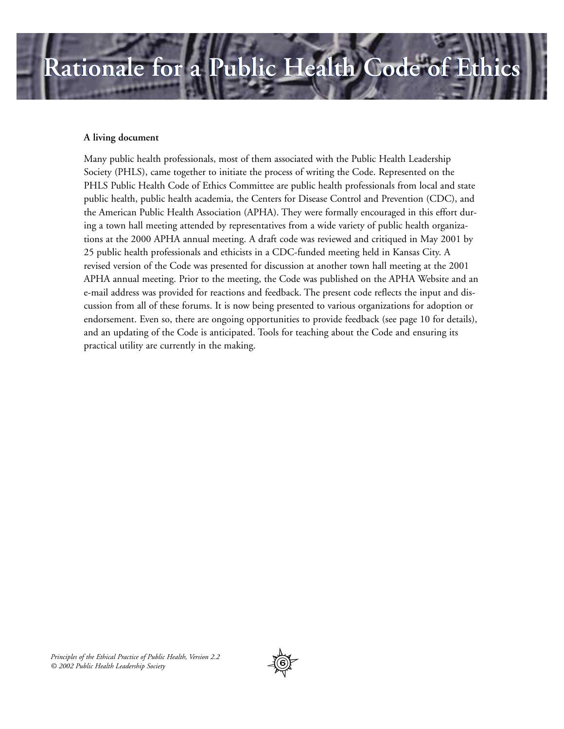# Rationale for a Public Health Code of Ethics

**A living document**

Many public health professionals, most of them associated with the Public Health Leadership Society (PHLS), came together to initiate the process of writing the Code. Represented on the PHLS Public Health Code of Ethics Committee are public health professionals from local and state public health, public health academia, the Centers for Disease Control and Prevention (CDC), and the American Public Health Association (APHA). They were formally encouraged in this effort during a town hall meeting attended by representatives from a wide variety of public health organizations at the 2000 APHA annual meeting. A draft code was reviewed and critiqued in May 2001 by 25 public health professionals and ethicists in a CDC-funded meeting held in Kansas City. A revised version of the Code was presented for discussion at another town hall meeting at the 2001 APHA annual meeting. Prior to the meeting, the Code was published on the APHA Website and an e-mail address was provided for reactions and feedback. The present code reflects the input and discussion from all of these forums. It is now being presented to various organizations for adoption or endorsement. Even so, there are ongoing opportunities to provide feedback (see page 10 for details), and an updating of the Code is anticipated. Tools for teaching about the Code and ensuring its practical utility are currently in the making.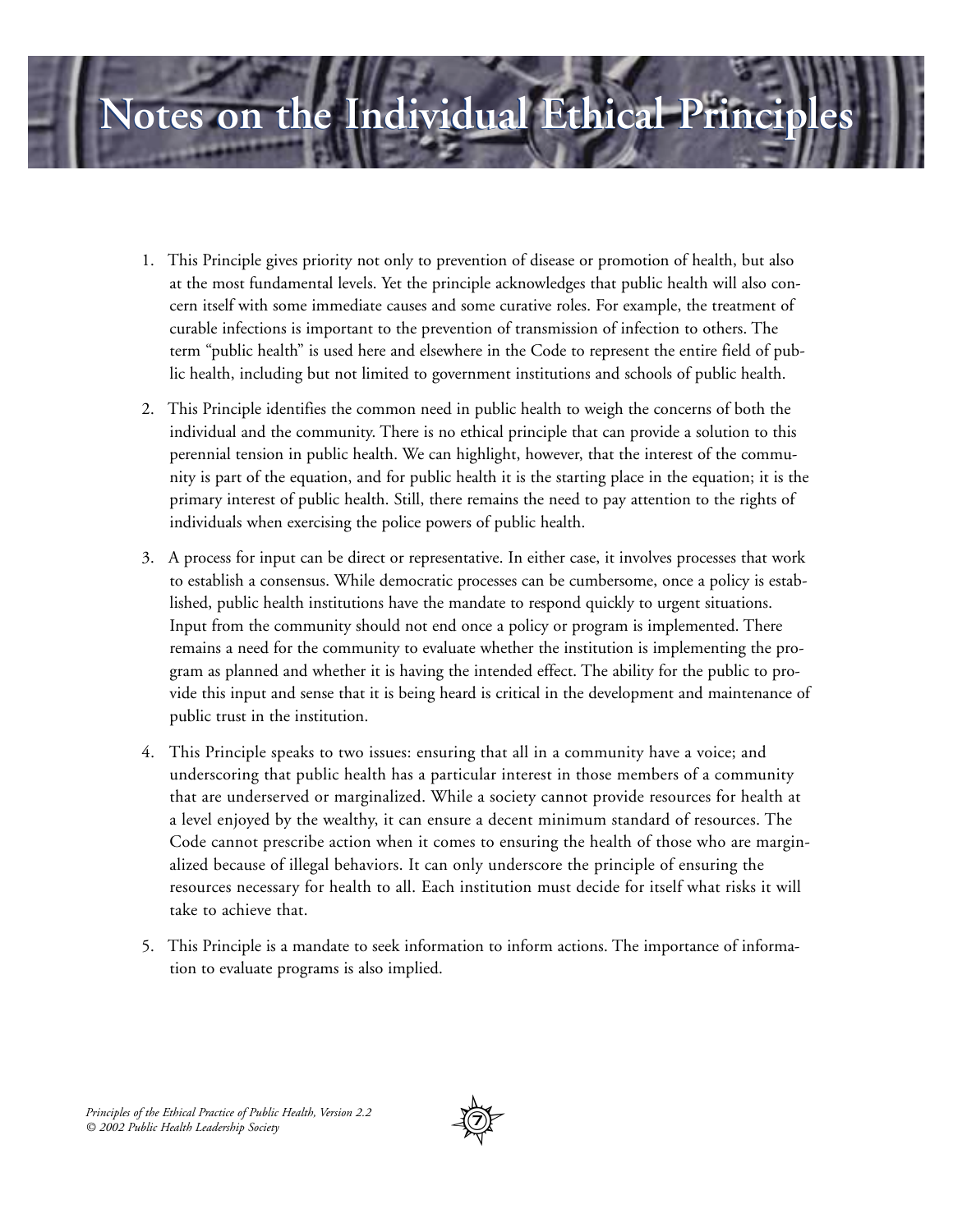# Notes on the Individual Ethical Principles

1. This Principle gives priority not only to prevention of disease or promotion of health, but also at the most fundamental levels. Yet the principle acknowledges that public health will also concern itself with some immediate causes and some curative roles. For example, the treatment of curable infections is important to the prevention of transmission of infection to others. The term "public health" is used here and elsewhere in the Code to represent the entire field of public health, including but not limited to government institutions and schools of public health.

2. This Principle identifies the common need in public health to weigh the concerns of both the individual and the community. There is no ethical principle that can provide a solution to this perennial tension in public health. We can highlight, however, that the interest of the community is part of the equation, and for public health it is the starting place in the equation; it is the primary interest of public health. Still, there remains the need to pay attention to the rights of individuals when exercising the police powers of public health.

3. A process for input can be direct or representative. In either case, it involves processes that work to establish a consensus. While democratic processes can be cumbersome, once a policy is established, public health institutions have the mandate to respond quickly to urgent situations. Input from the community should not end once a policy or program is implemented. There remains a need for the community to evaluate whether the institution is implementing the program as planned and whether it is having the intended effect. The ability for the public to provide this input and sense that it is being heard is critical in the development and maintenance of public trust in the institution.

4. This Principle speaks to two issues: ensuring that all in a community have a voice; and underscoring that public health has a particular interest in those members of a community that are underserved or marginalized. While a society cannot provide resources for health at a level enjoyed by the wealthy, it can ensure a decent minimum standard of resources. The Code cannot prescribe action when it comes to ensuring the health of those who are marginalized because of illegal behaviors. It can only underscore the principle of ensuring the resources necessary for health to all. Each institution must decide for itself what risks it will take to achieve that.

5. This Principle is a mandate to seek information to inform actions. The importance of information to evaluate programs is also implied.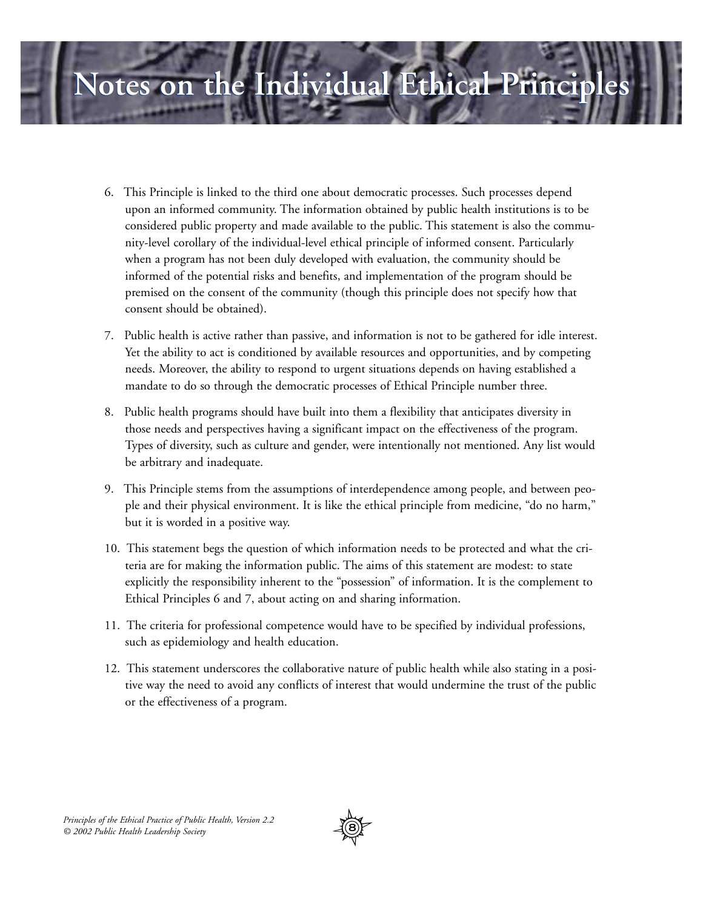# Notes on the Individual Ethical Principles

6. This Principle is linked to the third one about democratic processes. Such processes depend upon an informed community. The information obtained by public health institutions is to be considered public property and made available to the public. This statement is also the community-level corollary of the individual-level ethical principle of informed consent. Particularly when a program has not been duly developed with evaluation, the community should be informed of the potential risks and benefits, and implementation of the program should be premised on the consent of the community (though this principle does not specify how that consent should be obtained).

7. Public health is active rather than passive, and information is not to be gathered for idle interest. Yet the ability to act is conditioned by available resources and opportunities, and by competing needs. Moreover, the ability to respond to urgent situations depends on having established a mandate to do so through the democratic processes of Ethical Principle number three.

8. Public health programs should have built into them a flexibility that anticipates diversity in those needs and perspectives having a significant impact on the effectiveness of the program. Types of diversity, such as culture and gender, were intentionally not mentioned. Any list would be arbitrary and inadequate.

9. This Principle stems from the assumptions of interdependence among people, and between people and their physical environment. It is like the ethical principle from medicine, "do no harm," but it is worded in a positive way.

10. This statement begs the question of which information needs to be protected and what the criteria are for making the information public. The aims of this statement are modest: to state explicitly the responsibility inherent to the "possession" of information. It is the complement to Ethical Principles 6 and 7, about acting on and sharing information.

11. The criteria for professional competence would have to be specified by individual professions, such as epidemiology and health education.

12. This statement underscores the collaborative nature of public health while also stating in a positive way the need to avoid any conflicts of interest that would undermine the trust of the public or the effectiveness of a program.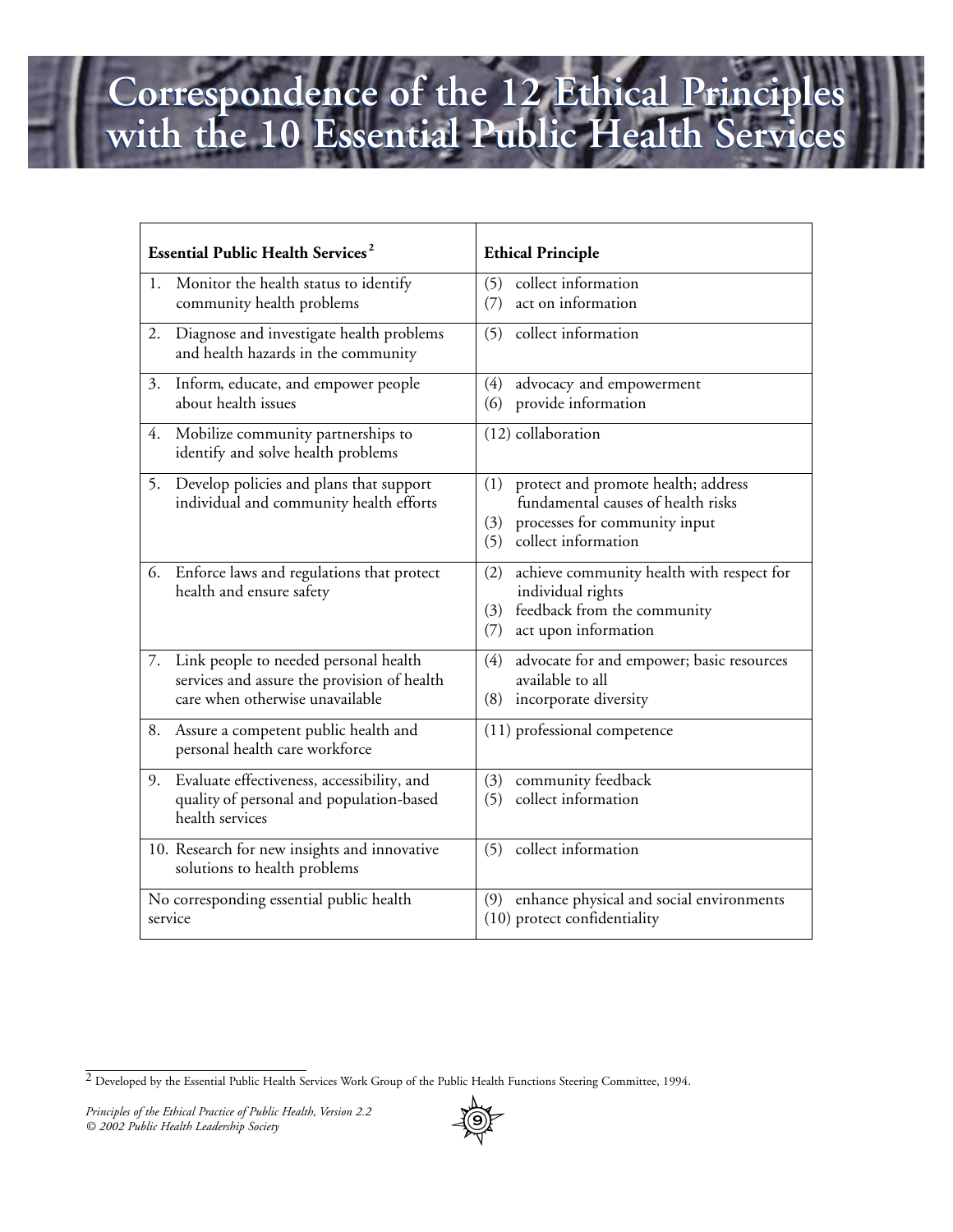# Correspondence of the 12 Ethical Principles with the 10 Essential Public Health Services

| Essential Public Health Services[2] | Ethical Principle |
|---|---|
| 1. Monitor the health status to identify community health problems | (5) collect information<br>(7) act on information |
| 2. Diagnose and investigate health problems and health hazards in the community | (5) collect information |
| 3. Inform, educate, and empower people about health issues | (4) advocacy and empowerment<br>(6) provide information |
| 4. Mobilize community partnerships to identify and solve health problems | (12) collaboration |
| 5. Develop policies and plans that support individual and community health efforts | (1) protect and promote health; address fundamental causes of health risks<br>(3) processes for community input<br>(5) collect information |
| 6. Enforce laws and regulations that protect health and ensure safety | (2) achieve community health with respect for individual rights<br>(3) feedback from the community<br>(7) act upon information |
| 7. Link people to needed personal health services and assure the provision of health care when otherwise unavailable | (4) advocate for and empower; basic resources available to all<br>(8) incorporate diversity |
| 8. Assure a competent public health and personal health care workforce | (11) professional competence |
| 9. Evaluate effectiveness, accessibility, and quality of personal and population-based health services | (3) community feedback<br>(5) collect information |
| 10. Research for new insights and innovative solutions to health problems | (5) collect information |
| No corresponding essential public health service | (9) enhance physical and social environments<br>(10) protect confidentiality |

[2] Developed by the Essential Public Health Services Work Group of the Public Health Functions Steering Committee, 1994.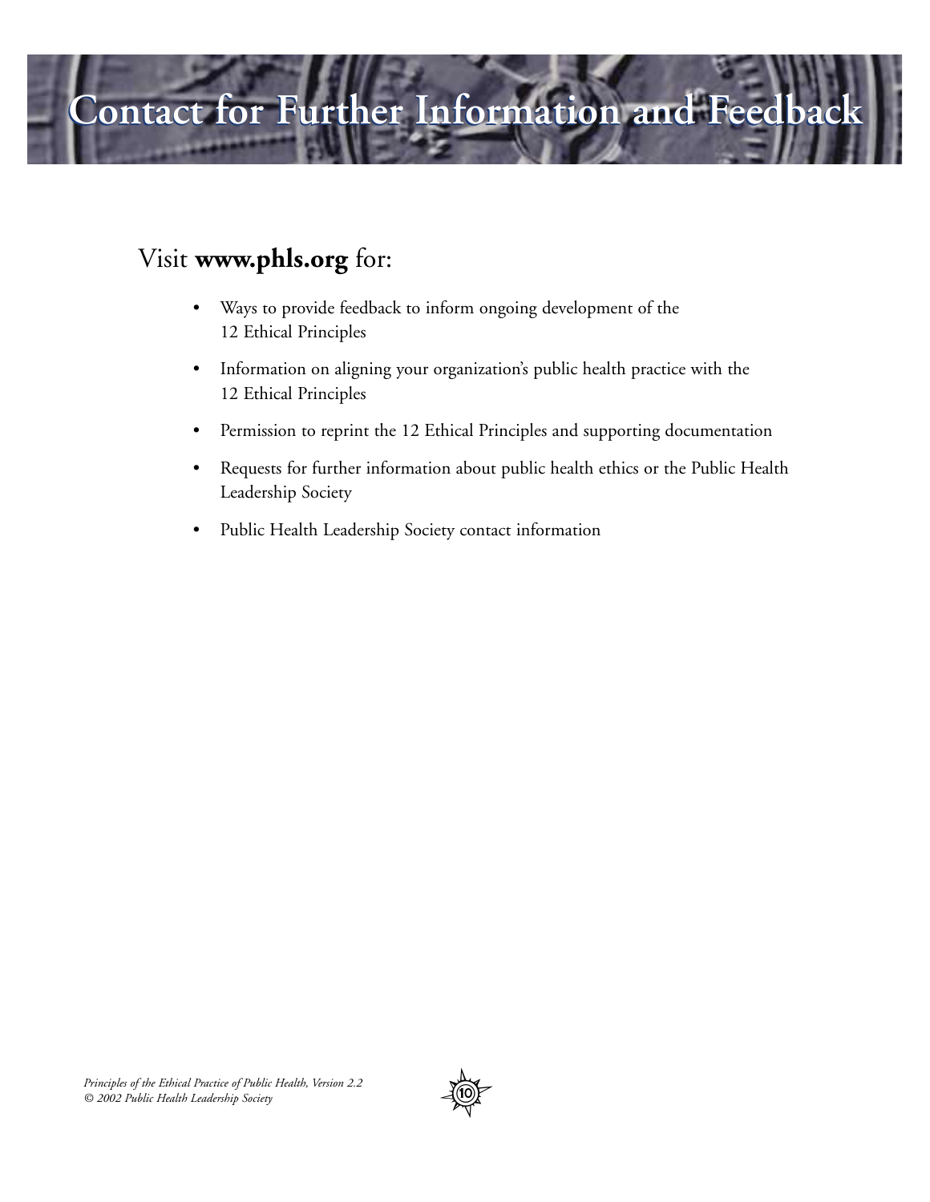# Contact for Further Information and Feedback

Visit **www.phls.org** for:

- Ways to provide feedback to inform ongoing development of the 12 Ethical Principles
- Information on aligning your organization's public health practice with the 12 Ethical Principles
- Permission to reprint the 12 Ethical Principles and supporting documentation
- Requests for further information about public health ethics or the Public Health Leadership Society
- Public Health Leadership Society contact information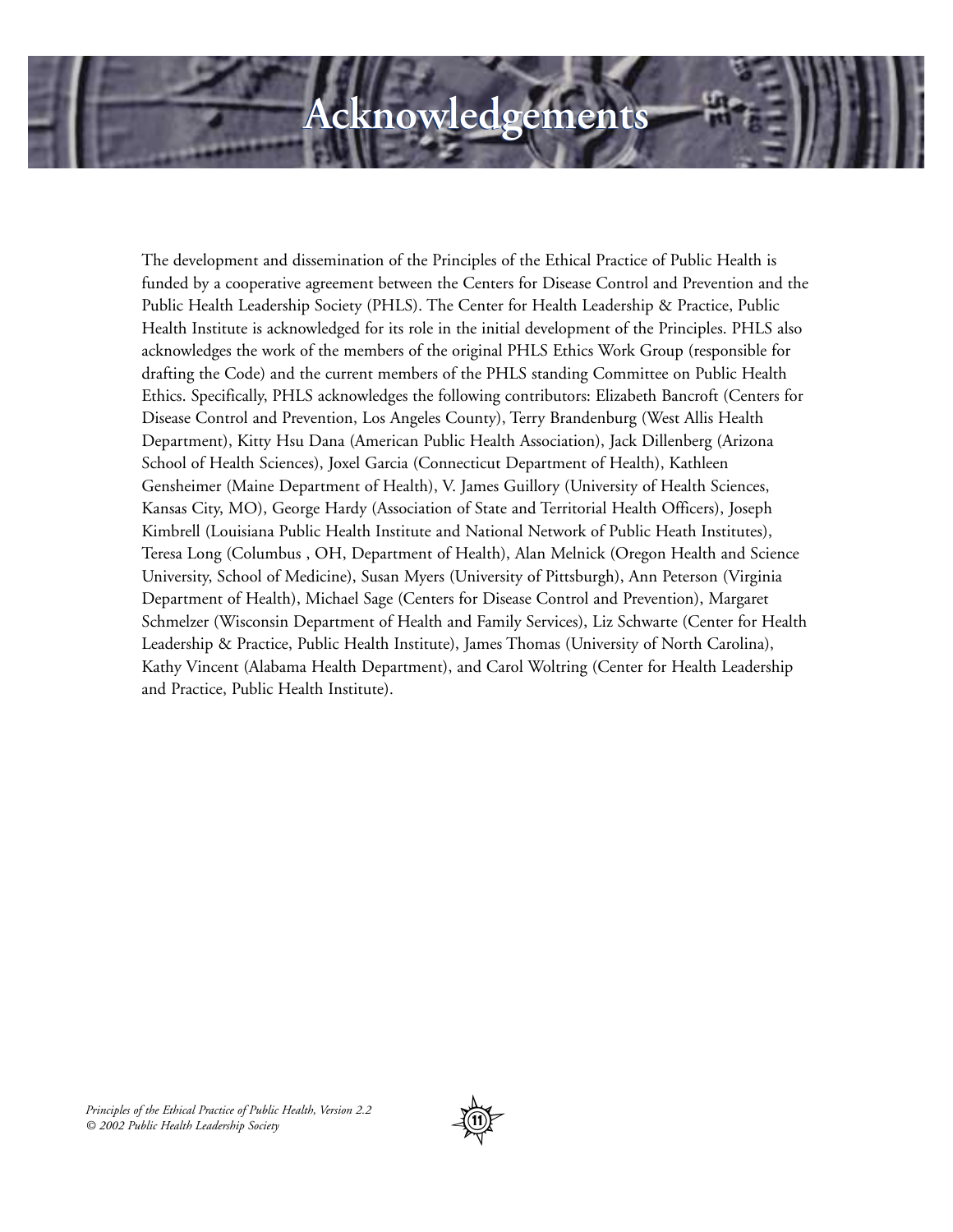# Acknowledgements

The development and dissemination of the Principles of the Ethical Practice of Public Health is funded by a cooperative agreement between the Centers for Disease Control and Prevention and the Public Health Leadership Society (PHLS). The Center for Health Leadership & Practice, Public Health Institute is acknowledged for its role in the initial development of the Principles. PHLS also acknowledges the work of the members of the original PHLS Ethics Work Group (responsible for drafting the Code) and the current members of the PHLS standing Committee on Public Health Ethics. Specifically, PHLS acknowledges the following contributors: Elizabeth Bancroft (Centers for Disease Control and Prevention, Los Angeles County), Terry Brandenburg (West Allis Health Department), Kitty Hsu Dana (American Public Health Association), Jack Dillenberg (Arizona School of Health Sciences), Joxel Garcia (Connecticut Department of Health), Kathleen Gensheimer (Maine Department of Health), V. James Guillory (University of Health Sciences, Kansas City, MO), George Hardy (Association of State and Territorial Health Officers), Joseph Kimbrell (Louisiana Public Health Institute and National Network of Public Heath Institutes), Teresa Long (Columbus , OH, Department of Health), Alan Melnick (Oregon Health and Science University, School of Medicine), Susan Myers (University of Pittsburgh), Ann Peterson (Virginia Department of Health), Michael Sage (Centers for Disease Control and Prevention), Margaret Schmelzer (Wisconsin Department of Health and Family Services), Liz Schwarte (Center for Health Leadership & Practice, Public Health Institute), James Thomas (University of North Carolina), Kathy Vincent (Alabama Health Department), and Carol Woltring (Center for Health Leadership and Practice, Public Health Institute).